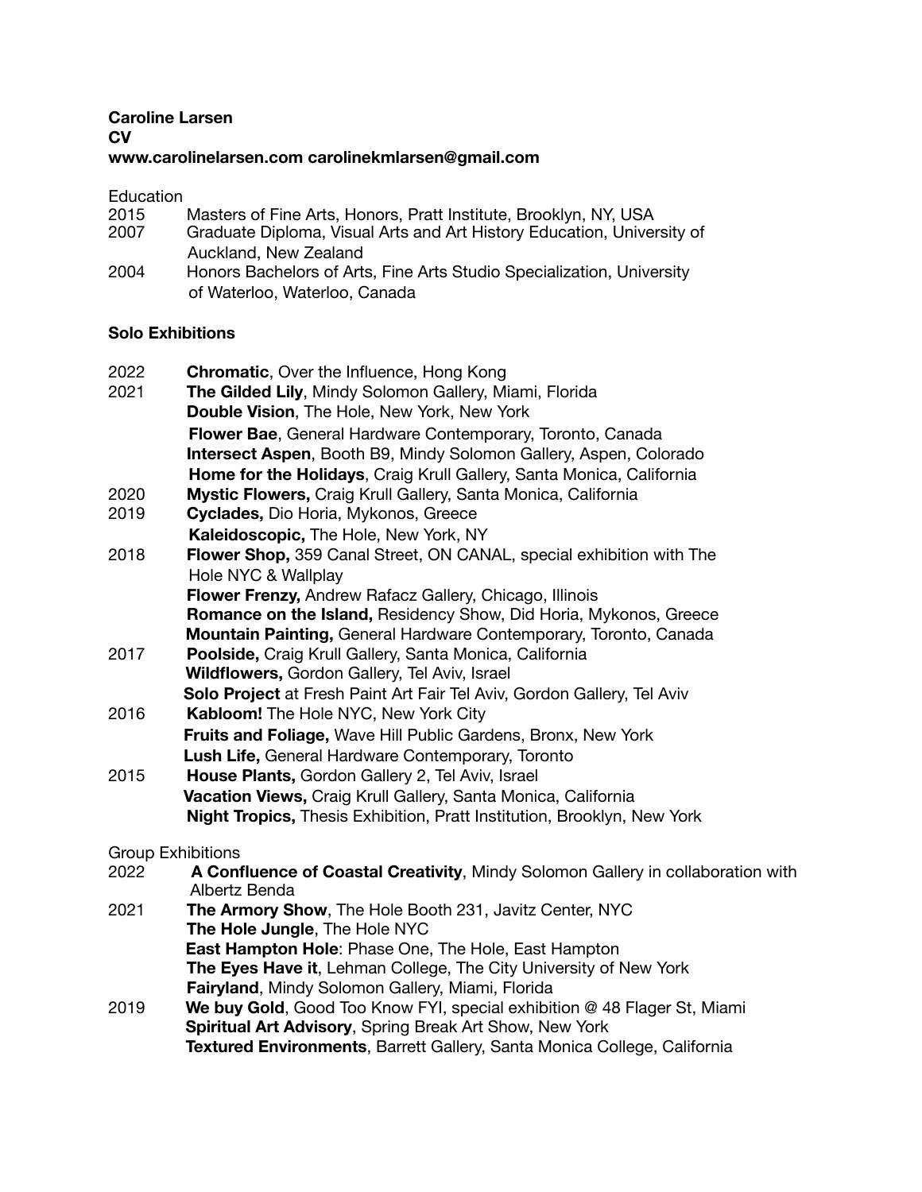**Caroline Larsen**
**CV**
**www.carolinelarsen.com carolinekmlarsen@gmail.com**

Education

2015 Masters of Fine Arts, Honors, Pratt Institute, Brooklyn, NY, USA
2007 Graduate Diploma, Visual Arts and Art History Education, University of Auckland, New Zealand
2004 Honors Bachelors of Arts, Fine Arts Studio Specialization, University of Waterloo, Waterloo, Canada

**Solo Exhibitions**

2022 **Chromatic**, Over the Influence, Hong Kong
2021 **The Gilded Lily**, Mindy Solomon Gallery, Miami, Florida
**Double Vision**, The Hole, New York, New York
**Flower Bae**, General Hardware Contemporary, Toronto, Canada
**Intersect Aspen**, Booth B9, Mindy Solomon Gallery, Aspen, Colorado
**Home for the Holidays**, Craig Krull Gallery, Santa Monica, California
2020 **Mystic Flowers,** Craig Krull Gallery, Santa Monica, California
2019 **Cyclades,** Dio Horia, Mykonos, Greece
**Kaleidoscopic,** The Hole, New York, NY
2018 **Flower Shop,** 359 Canal Street, ON CANAL, special exhibition with The Hole NYC & Wallplay
**Flower Frenzy,** Andrew Rafacz Gallery, Chicago, Illinois
**Romance on the Island,** Residency Show, Did Horia, Mykonos, Greece
**Mountain Painting,** General Hardware Contemporary, Toronto, Canada
2017 **Poolside,** Craig Krull Gallery, Santa Monica, California
**Wildflowers,** Gordon Gallery, Tel Aviv, Israel
**Solo Project** at Fresh Paint Art Fair Tel Aviv, Gordon Gallery, Tel Aviv
2016 **Kabloom!** The Hole NYC, New York City
**Fruits and Foliage,** Wave Hill Public Gardens, Bronx, New York
**Lush Life,** General Hardware Contemporary, Toronto
2015 **House Plants,** Gordon Gallery 2, Tel Aviv, Israel
**Vacation Views,** Craig Krull Gallery, Santa Monica, California
**Night Tropics,** Thesis Exhibition, Pratt Institution, Brooklyn, New York

Group Exhibitions

2022 **A Confluence of Coastal Creativity**, Mindy Solomon Gallery in collaboration with Albertz Benda
2021 **The Armory Show**, The Hole Booth 231, Javitz Center, NYC
**The Hole Jungle**, The Hole NYC
**East Hampton Hole**: Phase One, The Hole, East Hampton
**The Eyes Have it**, Lehman College, The City University of New York
**Fairyland**, Mindy Solomon Gallery, Miami, Florida
2019 **We buy Gold**, Good Too Know FYI, special exhibition @ 48 Flager St, Miami
**Spiritual Art Advisory**, Spring Break Art Show, New York
**Textured Environments**, Barrett Gallery, Santa Monica College, California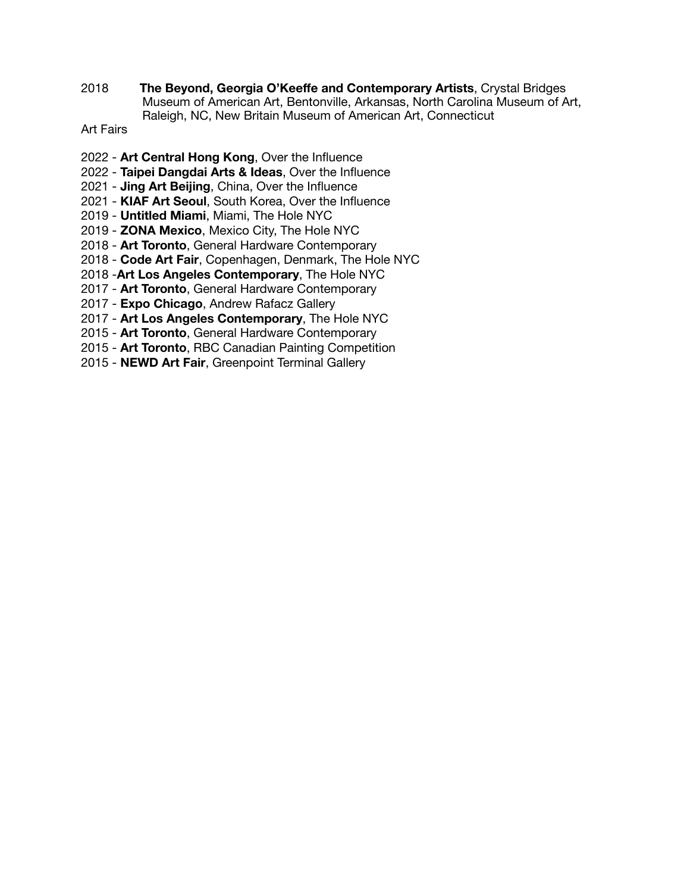2018 **The Beyond, Georgia O'Keeffe and Contemporary Artists**, Crystal Bridges Museum of American Art, Bentonville, Arkansas, North Carolina Museum of Art, Raleigh, NC, New Britain Museum of American Art, Connecticut

Art Fairs

2022 - **Art Central Hong Kong**, Over the Influence
2022 - **Taipei Dangdai Arts & Ideas**, Over the Influence
2021 - **Jing Art Beijing**, China, Over the Influence
2021 - **KIAF Art Seoul**, South Korea, Over the Influence
2019 - **Untitled Miami**, Miami, The Hole NYC
2019 - **ZONA Mexico**, Mexico City, The Hole NYC
2018 - **Art Toronto**, General Hardware Contemporary
2018 - **Code Art Fair**, Copenhagen, Denmark, The Hole NYC
2018 -**Art Los Angeles Contemporary**, The Hole NYC
2017 - **Art Toronto**, General Hardware Contemporary
2017 - **Expo Chicago**, Andrew Rafacz Gallery
2017 - **Art Los Angeles Contemporary**, The Hole NYC
2015 - **Art Toronto**, General Hardware Contemporary
2015 - **Art Toronto**, RBC Canadian Painting Competition
2015 - **NEWD Art Fair**, Greenpoint Terminal Gallery